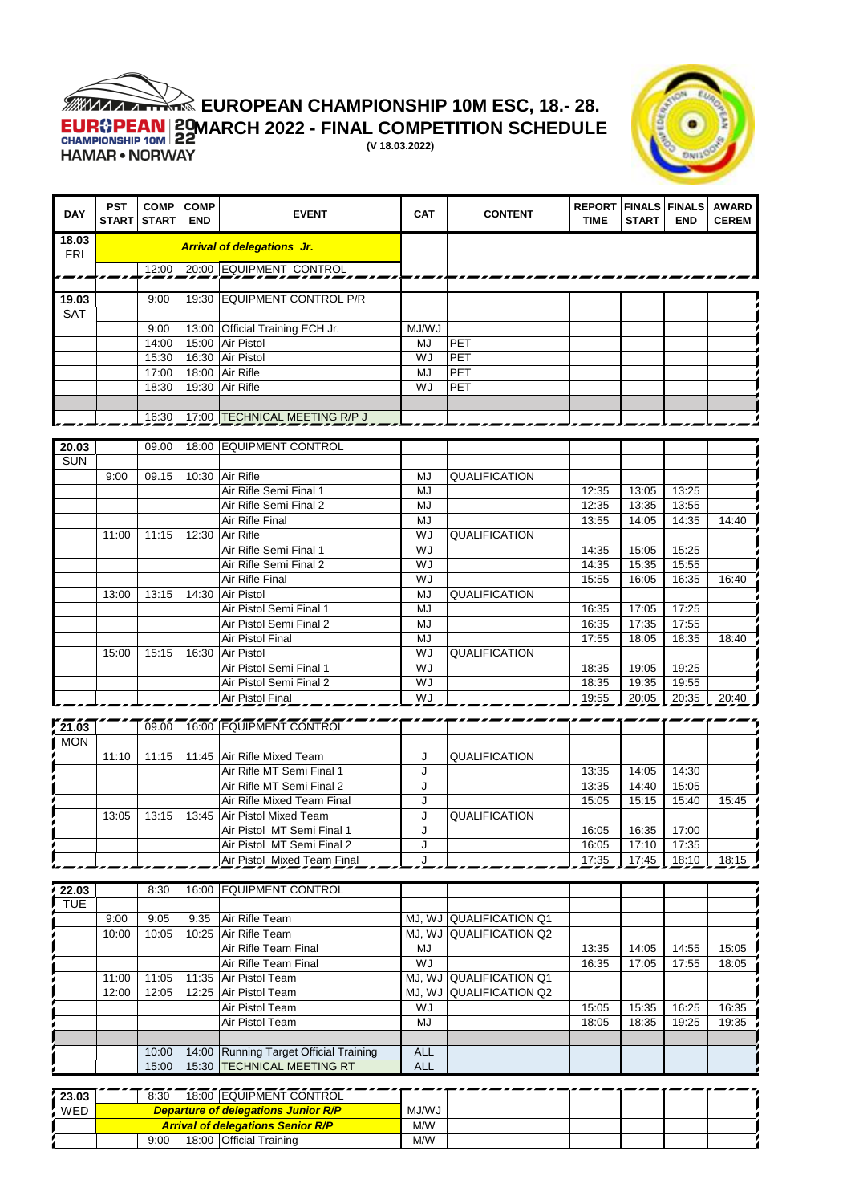# EUROPEAN CHAMPIONSHIP 10M ESC, 18.- 28. MARCH 2022 - FINAL COMPETITION SCHEDULE

EUROPEAN CHAMPIONSHIP 10M 20 22 HAMAR • NORWAY

(V 18.03.2022)

| DAY | PST START | COMP START | COMP END | EVENT | CAT | CONTENT | REPORT TIME | FINALS START | FINALS END | AWARD CEREM |
|---|---|---|---|---|---|---|---|---|---|---|
| 18.03 FRI | | | | ***Arrival of delegations Jr.*** | | | | | | |
| | | 12:00 | 20:00 | EQUIPMENT CONTROL | | | | | | |
| | | | | | | | | | | |
| 19.03 | | 9:00 | 19:30 | EQUIPMENT CONTROL P/R | | | | | | |
| SAT | | | | | | | | | | |
| | | 9:00 | 13:00 | Official Training ECH Jr. | MJ/WJ | | | | | |
| | | 14:00 | 15:00 | Air Pistol | MJ | PET | | | | |
| | | 15:30 | 16:30 | Air Pistol | WJ | PET | | | | |
| | | 17:00 | 18:00 | Air Rifle | MJ | PET | | | | |
| | | 18:30 | 19:30 | Air Rifle | WJ | PET | | | | |
| | | | | | | | | | | |
| | | 16:30 | 17:00 | TECHNICAL MEETING R/P J | | | | | | |
| 20.03 | | 09.00 | 18:00 | EQUIPMENT CONTROL | | | | | | |
| SUN | | | | | | | | | | |
| | 9:00 | 09.15 | 10:30 | Air Rifle | MJ | QUALIFICATION | | | | |
| | | | | Air Rifle Semi Final 1 | MJ | | 12:35 | 13:05 | 13:25 | |
| | | | | Air Rifle Semi Final 2 | MJ | | 12:35 | 13:35 | 13:55 | |
| | | | | Air Rifle Final | MJ | | 13:55 | 14:05 | 14:35 | 14:40 |
| | 11:00 | 11:15 | 12:30 | Air Rifle | WJ | QUALIFICATION | | | | |
| | | | | Air Rifle Semi Final 1 | WJ | | 14:35 | 15:05 | 15:25 | |
| | | | | Air Rifle Semi Final 2 | WJ | | 14:35 | 15:35 | 15:55 | |
| | | | | Air Rifle Final | WJ | | 15:55 | 16:05 | 16:35 | 16:40 |
| | 13:00 | 13:15 | 14:30 | Air Pistol | MJ | QUALIFICATION | | | | |
| | | | | Air Pistol Semi Final 1 | MJ | | 16:35 | 17:05 | 17:25 | |
| | | | | Air Pistol Semi Final 2 | MJ | | 16:35 | 17:35 | 17:55 | |
| | | | | Air Pistol Final | MJ | | 17:55 | 18:05 | 18:35 | 18:40 |
| | 15:00 | 15:15 | 16:30 | Air Pistol | WJ | QUALIFICATION | | | | |
| | | | | Air Pistol Semi Final 1 | WJ | | 18:35 | 19:05 | 19:25 | |
| | | | | Air Pistol Semi Final 2 | WJ | | 18:35 | 19:35 | 19:55 | |
| | | | | Air Pistol Final | WJ | | 19:55 | 20:05 | 20:35 | 20:40 |
| 21.03 | | 09.00 | 16:00 | EQUIPMENT CONTROL | | | | | | |
| MON | | | | | | | | | | |
| | 11:10 | 11:15 | 11:45 | Air Rifle Mixed Team | J | QUALIFICATION | | | | |
| | | | | Air Rifle MT Semi Final 1 | J | | 13:35 | 14:05 | 14:30 | |
| | | | | Air Rifle MT Semi Final 2 | J | | 13:35 | 14:40 | 15:05 | |
| | | | | Air Rifle Mixed Team Final | J | | 15:05 | 15:15 | 15:40 | 15:45 |
| | 13:05 | 13:15 | 13:45 | Air Pistol Mixed Team | J | QUALIFICATION | | | | |
| | | | | Air Pistol MT Semi Final 1 | J | | 16:05 | 16:35 | 17:00 | |
| | | | | Air Pistol MT Semi Final 2 | J | | 16:05 | 17:10 | 17:35 | |
| | | | | Air Pistol Mixed Team Final | J | | 17:35 | 17:45 | 18:10 | 18:15 |
| 22.03 | | 8:30 | 16:00 | EQUIPMENT CONTROL | | | | | | |
| TUE | | | | | | | | | | |
| | 9:00 | 9:05 | 9:35 | Air Rifle Team | MJ, WJ | QUALIFICATION Q1 | | | | |
| | 10:00 | 10:05 | 10:25 | Air Rifle Team | MJ, WJ | QUALIFICATION Q2 | | | | |
| | | | | Air Rifle Team Final | MJ | | 13:35 | 14:05 | 14:55 | 15:05 |
| | | | | Air Rifle Team Final | WJ | | 16:35 | 17:05 | 17:55 | 18:05 |
| | 11:00 | 11:05 | 11:35 | Air Pistol Team | MJ, WJ | QUALIFICATION Q1 | | | | |
| | 12:00 | 12:05 | 12:25 | Air Pistol Team | MJ, WJ | QUALIFICATION Q2 | | | | |
| | | | | Air Pistol Team | WJ | | 15:05 | 15:35 | 16:25 | 16:35 |
| | | | | Air Pistol Team | MJ | | 18:05 | 18:35 | 19:25 | 19:35 |
| | | | | | | | | | | |
| | | 10:00 | 14:00 | Running Target Official Training | ALL | | | | | |
| | | 15:00 | 15:30 | TECHNICAL MEETING RT | ALL | | | | | |
| 23.03 | | 8:30 | 18:00 | EQUIPMENT CONTROL | | | | | | |
| WED | | | | ***Departure of delegations Junior R/P*** | MJ/WJ | | | | | |
| | | | | ***Arrival of delegations Senior R/P*** | M/W | | | | | |
| | | 9:00 | 18:00 | Official Training | M/W | | | | | |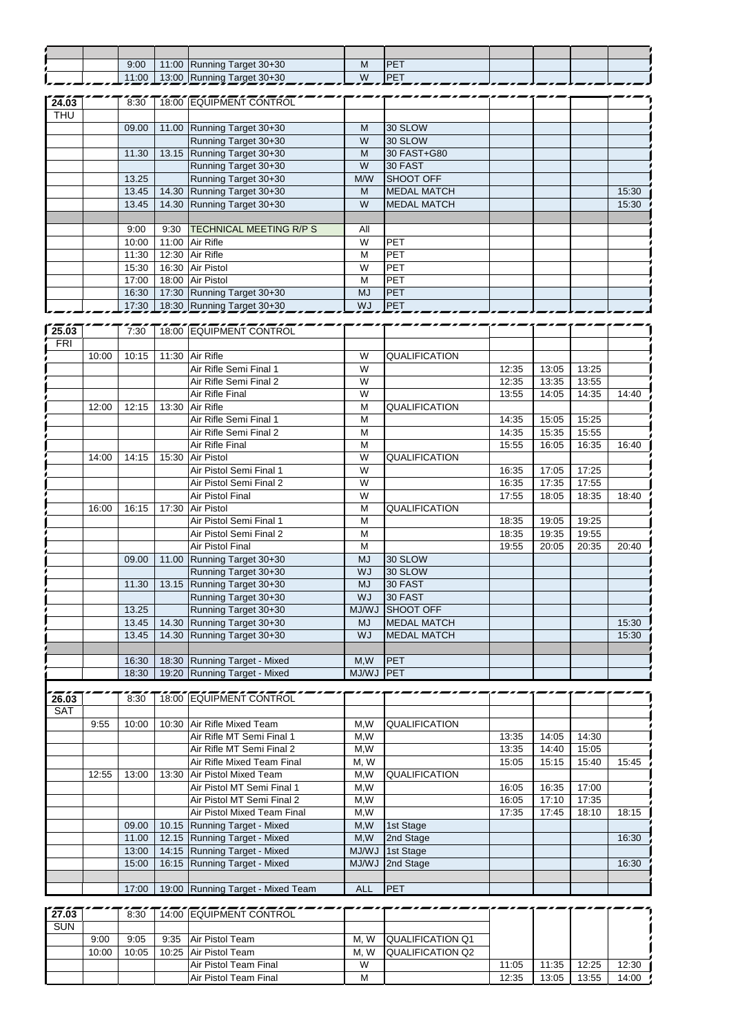| | | | | | | | | | | |
|---|---|---|---|---|---|---|---|---|---|---|
| | | 9:00 | 11:00 | Running Target 30+30 | M | PET | | | | |
| | | 11:00 | 13:00 | Running Target 30+30 | W | PET | | | | |
| **24.03** | | 8:30 | 18:00 | EQUIPMENT CONTROL | | | | | | |
| THU | | | | | | | | | | |
| | | 09.00 | 11.00 | Running Target 30+30 | M | 30 SLOW | | | | |
| | | | | Running Target 30+30 | W | 30 SLOW | | | | |
| | | 11.30 | 13.15 | Running Target 30+30 | M | 30 FAST+G80 | | | | |
| | | | | Running Target 30+30 | W | 30 FAST | | | | |
| | | 13.25 | | Running Target 30+30 | M/W | SHOOT OFF | | | | |
| | | 13.45 | 14.30 | Running Target 30+30 | M | MEDAL MATCH | | | | 15:30 |
| | | 13.45 | 14.30 | Running Target 30+30 | W | MEDAL MATCH | | | | 15:30 |
| | | | | | | | | | | |
| | | 9:00 | 9:30 | TECHNICAL MEETING R/P S | All | | | | | |
| | | 10:00 | 11:00 | Air Rifle | W | PET | | | | |
| | | 11:30 | 12:30 | Air Rifle | M | PET | | | | |
| | | 15:30 | 16:30 | Air Pistol | W | PET | | | | |
| | | 17:00 | 18:00 | Air Pistol | M | PET | | | | |
| | | 16:30 | 17:30 | Running Target 30+30 | MJ | PET | | | | |
| | | 17:30 | 18:30 | Running Target 30+30 | WJ | PET | | | | |
| **25.03** | | 7:30 | 18:00 | EQUIPMENT CONTROL | | | | | | |
| FRI | | | | | | | | | | |
| | 10:00 | 10:15 | 11:30 | Air Rifle | W | QUALIFICATION | | | | |
| | | | | Air Rifle Semi Final 1 | W | | 12:35 | 13:05 | 13:25 | |
| | | | | Air Rifle Semi Final 2 | W | | 12:35 | 13:35 | 13:55 | |
| | | | | Air Rifle Final | W | | 13:55 | 14:05 | 14:35 | 14:40 |
| | 12:00 | 12:15 | 13:30 | Air Rifle | M | QUALIFICATION | | | | |
| | | | | Air Rifle Semi Final 1 | M | | 14:35 | 15:05 | 15:25 | |
| | | | | Air Rifle Semi Final 2 | M | | 14:35 | 15:35 | 15:55 | |
| | | | | Air Rifle Final | M | | 15:55 | 16:05 | 16:35 | 16:40 |
| | 14:00 | 14:15 | 15:30 | Air Pistol | W | QUALIFICATION | | | | |
| | | | | Air Pistol Semi Final 1 | W | | 16:35 | 17:05 | 17:25 | |
| | | | | Air Pistol Semi Final 2 | W | | 16:35 | 17:35 | 17:55 | |
| | | | | Air Pistol Final | W | | 17:55 | 18:05 | 18:35 | 18:40 |
| | 16:00 | 16:15 | 17:30 | Air Pistol | M | QUALIFICATION | | | | |
| | | | | Air Pistol Semi Final 1 | M | | 18:35 | 19:05 | 19:25 | |
| | | | | Air Pistol Semi Final 2 | M | | 18:35 | 19:35 | 19:55 | |
| | | | | Air Pistol Final | M | | 19:55 | 20:05 | 20:35 | 20:40 |
| | | 09.00 | 11.00 | Running Target 30+30 | MJ | 30 SLOW | | | | |
| | | | | Running Target 30+30 | WJ | 30 SLOW | | | | |
| | | 11.30 | 13.15 | Running Target 30+30 | MJ | 30 FAST | | | | |
| | | | | Running Target 30+30 | WJ | 30 FAST | | | | |
| | | 13.25 | | Running Target 30+30 | MJ/WJ | SHOOT OFF | | | | |
| | | 13.45 | 14.30 | Running Target 30+30 | MJ | MEDAL MATCH | | | | 15:30 |
| | | 13.45 | 14.30 | Running Target 30+30 | WJ | MEDAL MATCH | | | | 15:30 |
| | | | | | | | | | | |
| | | 16:30 | 18:30 | Running Target - Mixed | M,W | PET | | | | |
| | | 18:30 | 19:20 | Running Target - Mixed | MJ/WJ | PET | | | | |
| **26.03** | | 8:30 | 18:00 | EQUIPMENT CONTROL | | | | | | |
| SAT | | | | | | | | | | |
| | 9:55 | 10:00 | 10:30 | Air Rifle Mixed Team | M,W | QUALIFICATION | | | | |
| | | | | Air Rifle MT Semi Final 1 | M,W | | 13:35 | 14:05 | 14:30 | |
| | | | | Air Rifle MT Semi Final 2 | M,W | | 13:35 | 14:40 | 15:05 | |
| | | | | Air Rifle Mixed Team Final | M, W | | 15:05 | 15:15 | 15:40 | 15:45 |
| | 12:55 | 13:00 | 13:30 | Air Pistol Mixed Team | M,W | QUALIFICATION | | | | |
| | | | | Air Pistol MT Semi Final 1 | M,W | | 16:05 | 16:35 | 17:00 | |
| | | | | Air Pistol MT Semi Final 2 | M,W | | 16:05 | 17:10 | 17:35 | |
| | | | | Air Pistol Mixed Team Final | M,W | | 17:35 | 17:45 | 18:10 | 18:15 |
| | | 09.00 | 10.15 | Running Target - Mixed | M,W | 1st Stage | | | | |
| | | 11.00 | 12.15 | Running Target - Mixed | M,W | 2nd Stage | | | | 16:30 |
| | | 13:00 | 14:15 | Running Target - Mixed | MJ/WJ | 1st Stage | | | | |
| | | 15:00 | 16:15 | Running Target - Mixed | MJ/WJ | 2nd Stage | | | | 16:30 |
| | | | | | | | | | | |
| | | 17:00 | 19:00 | Running Target - Mixed Team | ALL | PET | | | | |
| **27.03** | | 8:30 | 14:00 | EQUIPMENT CONTROL | | | | | | |
| SUN | | | | | | | | | | |
| | 9:00 | 9:05 | 9:35 | Air Pistol Team | M, W | QUALIFICATION Q1 | | | | |
| | 10:00 | 10:05 | 10:25 | Air Pistol Team | M, W | QUALIFICATION Q2 | | | | |
| | | | | Air Pistol Team Final | W | | 11:05 | 11:35 | 12:25 | 12:30 |
| | | | | Air Pistol Team Final | M | | 12:35 | 13:05 | 13:55 | 14:00 |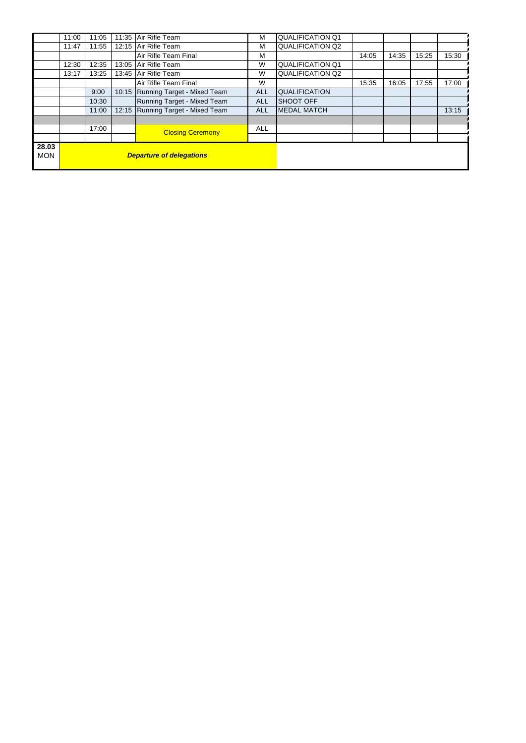| | | | | | | | | | | |
|---|---|---|---|---|---|---|---|---|---|---|
| | 11:00 | 11:05 | 11:35 | Air Rifle Team | M | QUALIFICATION Q1 | | | | |
| | 11:47 | 11:55 | 12:15 | Air Rifle Team | M | QUALIFICATION Q2 | | | | |
| | | | | Air Rifle Team Final | M | | 14:05 | 14:35 | 15:25 | 15:30 |
| | 12:30 | 12:35 | 13:05 | Air Rifle Team | W | QUALIFICATION Q1 | | | | |
| | 13:17 | 13:25 | 13:45 | Air Rifle Team | W | QUALIFICATION Q2 | | | | |
| | | | | Air Rifle Team Final | W | | 15:35 | 16:05 | 17:55 | 17:00 |
| | | 9:00 | 10:15 | Running Target - Mixed Team | ALL | QUALIFICATION | | | | |
| | | 10:30 | | Running Target - Mixed Team | ALL | SHOOT OFF | | | | |
| | | 11:00 | 12:15 | Running Target - Mixed Team | ALL | MEDAL MATCH | | | | 13:15 |
| | | | | | | | | | | |
| | | 17:00 | | Closing Ceremony | ALL | | | | | |
| | | | | | | | | | | |
| **28.03 MON** | ***Departure of delegations*** | | | | | | | | | |